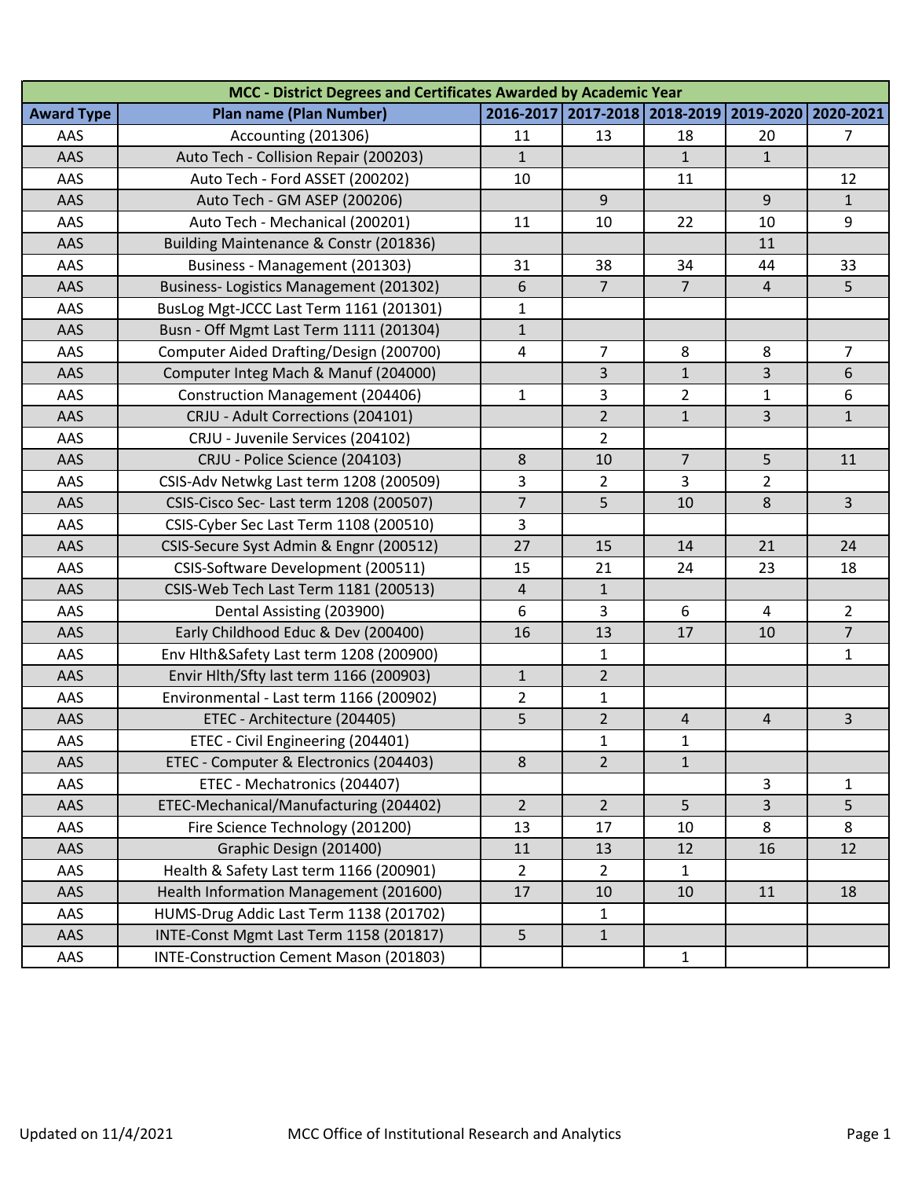| MCC - District Degrees and Certificates Awarded by Academic Year | | | | | | |
|---|---|---|---|---|---|---|
| **Award Type** | **Plan name (Plan Number)** | **2016-2017** | **2017-2018** | **2018-2019** | **2019-2020** | **2020-2021** |
| AAS | Accounting (201306) | 11 | 13 | 18 | 20 | 7 |
| AAS | Auto Tech - Collision Repair (200203) | 1 | | 1 | 1 | |
| AAS | Auto Tech - Ford ASSET (200202) | 10 | | 11 | | 12 |
| AAS | Auto Tech - GM ASEP (200206) | | 9 | | 9 | 1 |
| AAS | Auto Tech - Mechanical (200201) | 11 | 10 | 22 | 10 | 9 |
| AAS | Building Maintenance & Constr (201836) | | | | 11 | |
| AAS | Business - Management (201303) | 31 | 38 | 34 | 44 | 33 |
| AAS | Business- Logistics Management (201302) | 6 | 7 | 7 | 4 | 5 |
| AAS | BusLog Mgt-JCCC Last Term 1161 (201301) | 1 | | | | |
| AAS | Busn - Off Mgmt Last Term 1111 (201304) | 1 | | | | |
| AAS | Computer Aided Drafting/Design (200700) | 4 | 7 | 8 | 8 | 7 |
| AAS | Computer Integ Mach & Manuf (204000) | | 3 | 1 | 3 | 6 |
| AAS | Construction Management (204406) | 1 | 3 | 2 | 1 | 6 |
| AAS | CRJU - Adult Corrections (204101) | | 2 | 1 | 3 | 1 |
| AAS | CRJU - Juvenile Services (204102) | | 2 | | | |
| AAS | CRJU - Police Science (204103) | 8 | 10 | 7 | 5 | 11 |
| AAS | CSIS-Adv Netwkg Last term 1208 (200509) | 3 | 2 | 3 | 2 | |
| AAS | CSIS-Cisco Sec- Last term 1208 (200507) | 7 | 5 | 10 | 8 | 3 |
| AAS | CSIS-Cyber Sec Last Term 1108 (200510) | 3 | | | | |
| AAS | CSIS-Secure Syst Admin & Engnr (200512) | 27 | 15 | 14 | 21 | 24 |
| AAS | CSIS-Software Development (200511) | 15 | 21 | 24 | 23 | 18 |
| AAS | CSIS-Web Tech Last Term 1181 (200513) | 4 | 1 | | | |
| AAS | Dental Assisting (203900) | 6 | 3 | 6 | 4 | 2 |
| AAS | Early Childhood Educ & Dev (200400) | 16 | 13 | 17 | 10 | 7 |
| AAS | Env Hlth&Safety Last term 1208 (200900) | | 1 | | | 1 |
| AAS | Envir Hlth/Sfty last term 1166 (200903) | 1 | 2 | | | |
| AAS | Environmental - Last term 1166 (200902) | 2 | 1 | | | |
| AAS | ETEC - Architecture (204405) | 5 | 2 | 4 | 4 | 3 |
| AAS | ETEC - Civil Engineering (204401) | | 1 | 1 | | |
| AAS | ETEC - Computer & Electronics (204403) | 8 | 2 | 1 | | |
| AAS | ETEC - Mechatronics (204407) | | | | 3 | 1 |
| AAS | ETEC-Mechanical/Manufacturing (204402) | 2 | 2 | 5 | 3 | 5 |
| AAS | Fire Science Technology (201200) | 13 | 17 | 10 | 8 | 8 |
| AAS | Graphic Design (201400) | 11 | 13 | 12 | 16 | 12 |
| AAS | Health & Safety Last term 1166 (200901) | 2 | 2 | 1 | | |
| AAS | Health Information Management (201600) | 17 | 10 | 10 | 11 | 18 |
| AAS | HUMS-Drug Addic Last Term 1138 (201702) | | 1 | | | |
| AAS | INTE-Const Mgmt Last Term 1158 (201817) | 5 | 1 | | | |
| AAS | INTE-Construction Cement Mason (201803) | | | 1 | | |

Updated on 11/4/2021 MCC Office of Institutional Research and Analytics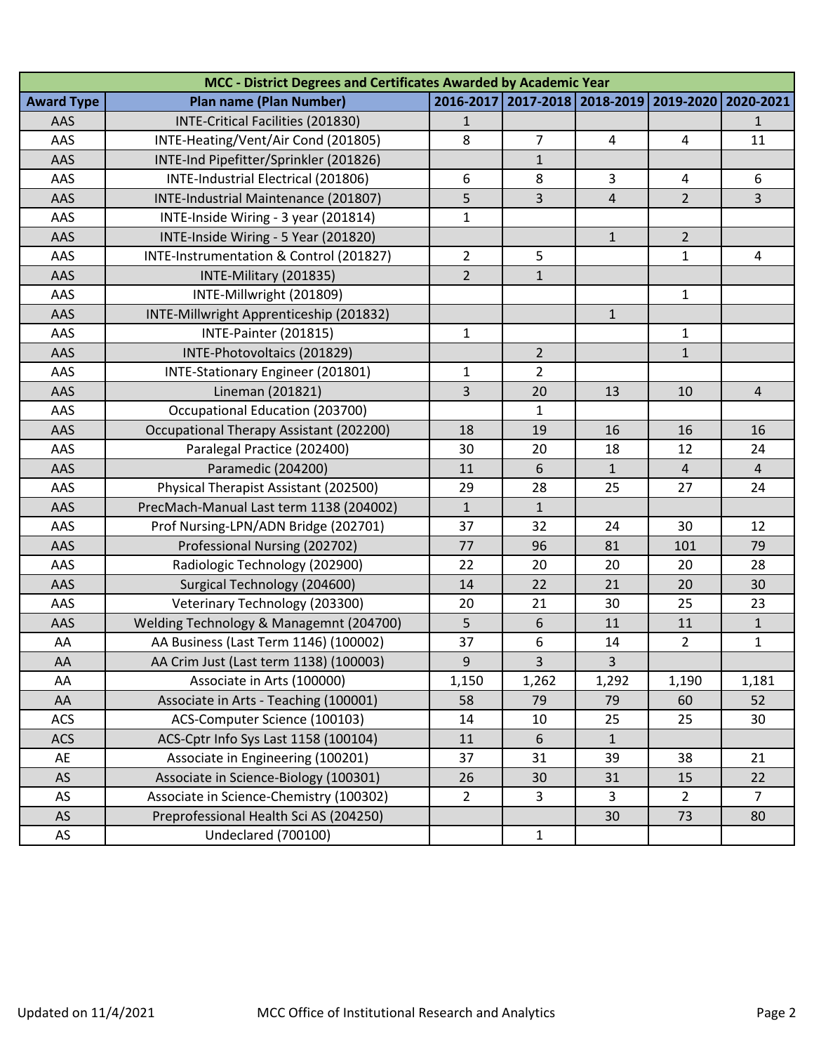| MCC - District Degrees and Certificates Awarded by Academic Year | | | | | | |
|---|---|---|---|---|---|---|
| **Award Type** | **Plan name (Plan Number)** | **2016-2017** | **2017-2018** | **2018-2019** | **2019-2020** | **2020-2021** |
| AAS | INTE-Critical Facilities (201830) | 1 | | | | 1 |
| AAS | INTE-Heating/Vent/Air Cond (201805) | 8 | 7 | 4 | 4 | 11 |
| AAS | INTE-Ind Pipefitter/Sprinkler (201826) | | 1 | | | |
| AAS | INTE-Industrial Electrical (201806) | 6 | 8 | 3 | 4 | 6 |
| AAS | INTE-Industrial Maintenance (201807) | 5 | 3 | 4 | 2 | 3 |
| AAS | INTE-Inside Wiring - 3 year (201814) | 1 | | | | |
| AAS | INTE-Inside Wiring - 5 Year (201820) | | | 1 | 2 | |
| AAS | INTE-Instrumentation & Control (201827) | 2 | 5 | | 1 | 4 |
| AAS | INTE-Military (201835) | 2 | 1 | | | |
| AAS | INTE-Millwright (201809) | | | | 1 | |
| AAS | INTE-Millwright Apprenticeship (201832) | | | 1 | | |
| AAS | INTE-Painter (201815) | 1 | | | 1 | |
| AAS | INTE-Photovoltaics (201829) | | 2 | | 1 | |
| AAS | INTE-Stationary Engineer (201801) | 1 | 2 | | | |
| AAS | Lineman (201821) | 3 | 20 | 13 | 10 | 4 |
| AAS | Occupational Education (203700) | | 1 | | | |
| AAS | Occupational Therapy Assistant (202200) | 18 | 19 | 16 | 16 | 16 |
| AAS | Paralegal Practice (202400) | 30 | 20 | 18 | 12 | 24 |
| AAS | Paramedic (204200) | 11 | 6 | 1 | 4 | 4 |
| AAS | Physical Therapist Assistant (202500) | 29 | 28 | 25 | 27 | 24 |
| AAS | PrecMach-Manual Last term 1138 (204002) | 1 | 1 | | | |
| AAS | Prof Nursing-LPN/ADN Bridge (202701) | 37 | 32 | 24 | 30 | 12 |
| AAS | Professional Nursing (202702) | 77 | 96 | 81 | 101 | 79 |
| AAS | Radiologic Technology (202900) | 22 | 20 | 20 | 20 | 28 |
| AAS | Surgical Technology (204600) | 14 | 22 | 21 | 20 | 30 |
| AAS | Veterinary Technology (203300) | 20 | 21 | 30 | 25 | 23 |
| AAS | Welding Technology & Managemnt (204700) | 5 | 6 | 11 | 11 | 1 |
| AA | AA Business (Last Term 1146) (100002) | 37 | 6 | 14 | 2 | 1 |
| AA | AA Crim Just (Last term 1138) (100003) | 9 | 3 | 3 | | |
| AA | Associate in Arts (100000) | 1,150 | 1,262 | 1,292 | 1,190 | 1,181 |
| AA | Associate in Arts - Teaching (100001) | 58 | 79 | 79 | 60 | 52 |
| ACS | ACS-Computer Science (100103) | 14 | 10 | 25 | 25 | 30 |
| ACS | ACS-Cptr Info Sys Last 1158 (100104) | 11 | 6 | 1 | | |
| AE | Associate in Engineering (100201) | 37 | 31 | 39 | 38 | 21 |
| AS | Associate in Science-Biology (100301) | 26 | 30 | 31 | 15 | 22 |
| AS | Associate in Science-Chemistry (100302) | 2 | 3 | 3 | 2 | 7 |
| AS | Preprofessional Health Sci AS (204250) | | | 30 | 73 | 80 |
| AS | Undeclared (700100) | | 1 | | | |

Updated on 11/4/2021 — MCC Office of Institutional Research and Analytics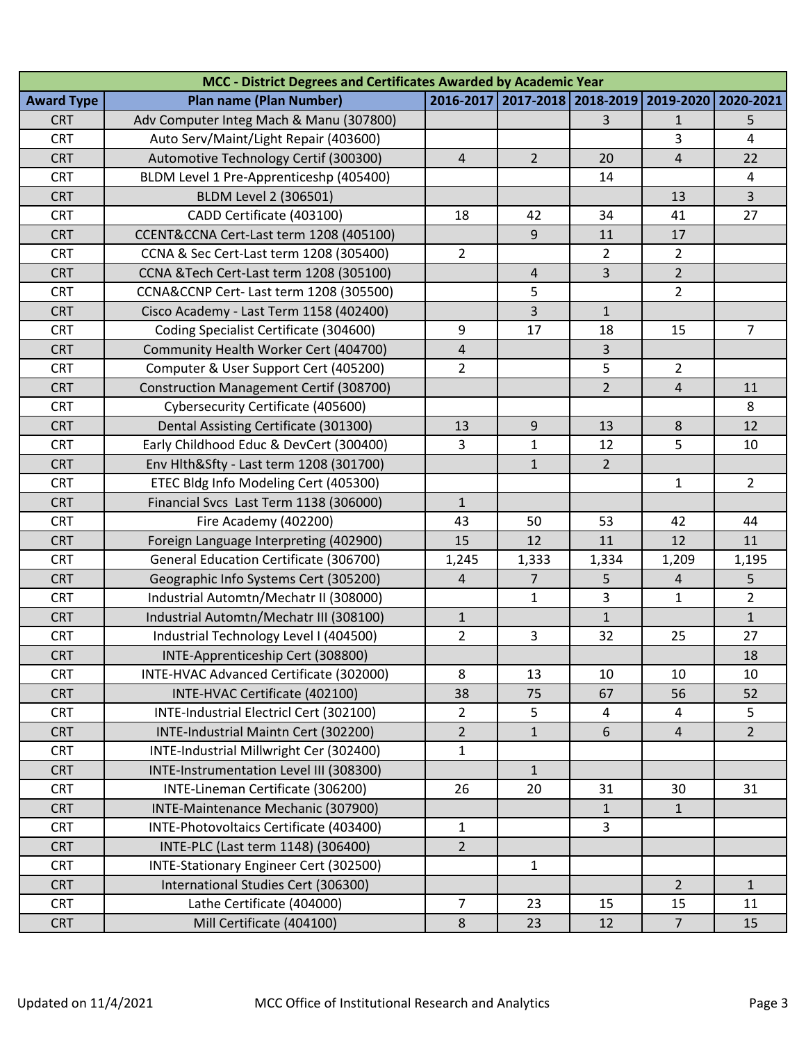| MCC - District Degrees and Certificates Awarded by Academic Year | | | | | | |
|---|---|---|---|---|---|---|
| **Award Type** | **Plan name (Plan Number)** | **2016-2017** | **2017-2018** | **2018-2019** | **2019-2020** | **2020-2021** |
| CRT | Adv Computer Integ Mach & Manu (307800) | | | 3 | 1 | 5 |
| CRT | Auto Serv/Maint/Light Repair (403600) | | | | 3 | 4 |
| CRT | Automotive Technology Certif (300300) | 4 | 2 | 20 | 4 | 22 |
| CRT | BLDM Level 1 Pre-Apprenticeshp (405400) | | | 14 | | 4 |
| CRT | BLDM Level 2 (306501) | | | | 13 | 3 |
| CRT | CADD Certificate (403100) | 18 | 42 | 34 | 41 | 27 |
| CRT | CCENT&CCNA Cert-Last term 1208 (405100) | | 9 | 11 | 17 | |
| CRT | CCNA & Sec Cert-Last term 1208 (305400) | 2 | | 2 | 2 | |
| CRT | CCNA &Tech Cert-Last term 1208 (305100) | | 4 | 3 | 2 | |
| CRT | CCNA&CCNP Cert- Last term 1208 (305500) | | 5 | | 2 | |
| CRT | Cisco Academy - Last Term 1158 (402400) | | 3 | 1 | | |
| CRT | Coding Specialist Certificate (304600) | 9 | 17 | 18 | 15 | 7 |
| CRT | Community Health Worker Cert (404700) | 4 | | 3 | | |
| CRT | Computer & User Support Cert (405200) | 2 | | 5 | 2 | |
| CRT | Construction Management Certif (308700) | | | 2 | 4 | 11 |
| CRT | Cybersecurity Certificate (405600) | | | | | 8 |
| CRT | Dental Assisting Certificate (301300) | 13 | 9 | 13 | 8 | 12 |
| CRT | Early Childhood Educ & DevCert (300400) | 3 | 1 | 12 | 5 | 10 |
| CRT | Env Hlth&Sfty - Last term 1208 (301700) | | 1 | 2 | | |
| CRT | ETEC Bldg Info Modeling Cert (405300) | | | | 1 | 2 |
| CRT | Financial Svcs Last Term 1138 (306000) | 1 | | | | |
| CRT | Fire Academy (402200) | 43 | 50 | 53 | 42 | 44 |
| CRT | Foreign Language Interpreting (402900) | 15 | 12 | 11 | 12 | 11 |
| CRT | General Education Certificate (306700) | 1,245 | 1,333 | 1,334 | 1,209 | 1,195 |
| CRT | Geographic Info Systems Cert (305200) | 4 | 7 | 5 | 4 | 5 |
| CRT | Industrial Automtn/Mechatr II (308000) | | 1 | 3 | 1 | 2 |
| CRT | Industrial Automtn/Mechatr III (308100) | 1 | | 1 | | 1 |
| CRT | Industrial Technology Level I (404500) | 2 | 3 | 32 | 25 | 27 |
| CRT | INTE-Apprenticeship Cert (308800) | | | | | 18 |
| CRT | INTE-HVAC Advanced Certificate (302000) | 8 | 13 | 10 | 10 | 10 |
| CRT | INTE-HVAC Certificate (402100) | 38 | 75 | 67 | 56 | 52 |
| CRT | INTE-Industrial Electricl Cert (302100) | 2 | 5 | 4 | 4 | 5 |
| CRT | INTE-Industrial Maintn Cert (302200) | 2 | 1 | 6 | 4 | 2 |
| CRT | INTE-Industrial Millwright Cer (302400) | 1 | | | | |
| CRT | INTE-Instrumentation Level III (308300) | | 1 | | | |
| CRT | INTE-Lineman Certificate (306200) | 26 | 20 | 31 | 30 | 31 |
| CRT | INTE-Maintenance Mechanic (307900) | | | 1 | 1 | |
| CRT | INTE-Photovoltaics Certificate (403400) | 1 | | 3 | | |
| CRT | INTE-PLC (Last term 1148) (306400) | 2 | | | | |
| CRT | INTE-Stationary Engineer Cert (302500) | | 1 | | | |
| CRT | International Studies Cert (306300) | | | | 2 | 1 |
| CRT | Lathe Certificate (404000) | 7 | 23 | 15 | 15 | 11 |
| CRT | Mill Certificate (404100) | 8 | 23 | 12 | 7 | 15 |

Updated on 11/4/2021 MCC Office of Institutional Research and Analytics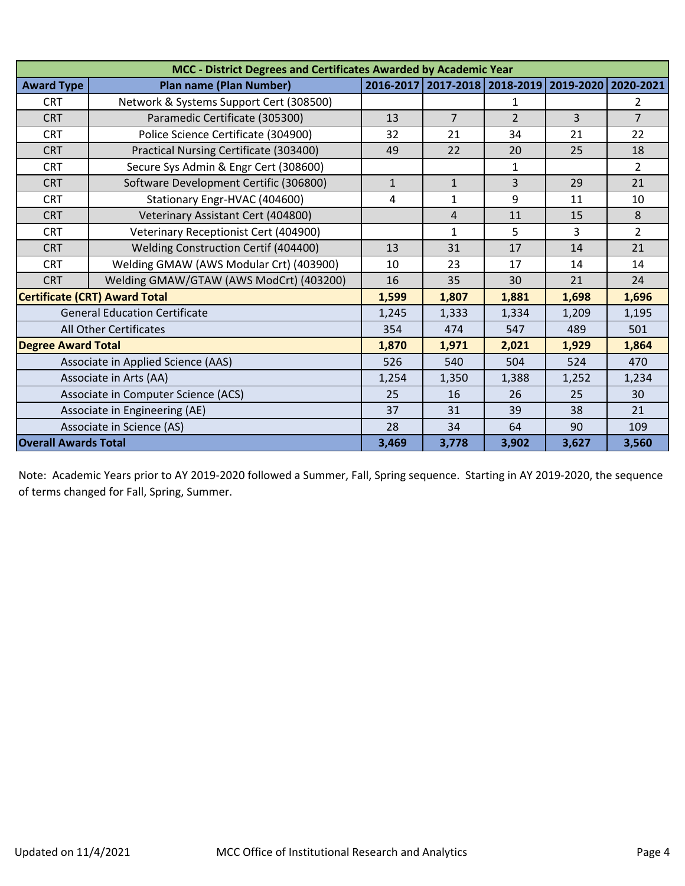| MCC - District Degrees and Certificates Awarded by Academic Year | | | | | | |
|---|---|---|---|---|---|---|
| **Award Type** | **Plan name (Plan Number)** | **2016-2017** | **2017-2018** | **2018-2019** | **2019-2020** | **2020-2021** |
| CRT | Network & Systems Support Cert (308500) | | | 1 | | 2 |
| CRT | Paramedic Certificate (305300) | 13 | 7 | 2 | 3 | 7 |
| CRT | Police Science Certificate (304900) | 32 | 21 | 34 | 21 | 22 |
| CRT | Practical Nursing Certificate (303400) | 49 | 22 | 20 | 25 | 18 |
| CRT | Secure Sys Admin & Engr Cert (308600) | | | 1 | | 2 |
| CRT | Software Development Certific (306800) | 1 | 1 | 3 | 29 | 21 |
| CRT | Stationary Engr-HVAC (404600) | 4 | 1 | 9 | 11 | 10 |
| CRT | Veterinary Assistant Cert (404800) | | 4 | 11 | 15 | 8 |
| CRT | Veterinary Receptionist Cert (404900) | | 1 | 5 | 3 | 2 |
| CRT | Welding Construction Certif (404400) | 13 | 31 | 17 | 14 | 21 |
| CRT | Welding GMAW (AWS Modular Crt) (403900) | 10 | 23 | 17 | 14 | 14 |
| CRT | Welding GMAW/GTAW (AWS ModCrt) (403200) | 16 | 35 | 30 | 21 | 24 |
| **Certificate (CRT) Award Total** | | **1,599** | **1,807** | **1,881** | **1,698** | **1,696** |
| General Education Certificate | | 1,245 | 1,333 | 1,334 | 1,209 | 1,195 |
| All Other Certificates | | 354 | 474 | 547 | 489 | 501 |
| **Degree Award Total** | | **1,870** | **1,971** | **2,021** | **1,929** | **1,864** |
| Associate in Applied Science (AAS) | | 526 | 540 | 504 | 524 | 470 |
| Associate in Arts (AA) | | 1,254 | 1,350 | 1,388 | 1,252 | 1,234 |
| Associate in Computer Science (ACS) | | 25 | 16 | 26 | 25 | 30 |
| Associate in Engineering (AE) | | 37 | 31 | 39 | 38 | 21 |
| Associate in Science (AS) | | 28 | 34 | 64 | 90 | 109 |
| **Overall Awards Total** | | **3,469** | **3,778** | **3,902** | **3,627** | **3,560** |

Note: Academic Years prior to AY 2019-2020 followed a Summer, Fall, Spring sequence. Starting in AY 2019-2020, the sequence of terms changed for Fall, Spring, Summer.

Updated on 11/4/2021 MCC Office of Institutional Research and Analytics